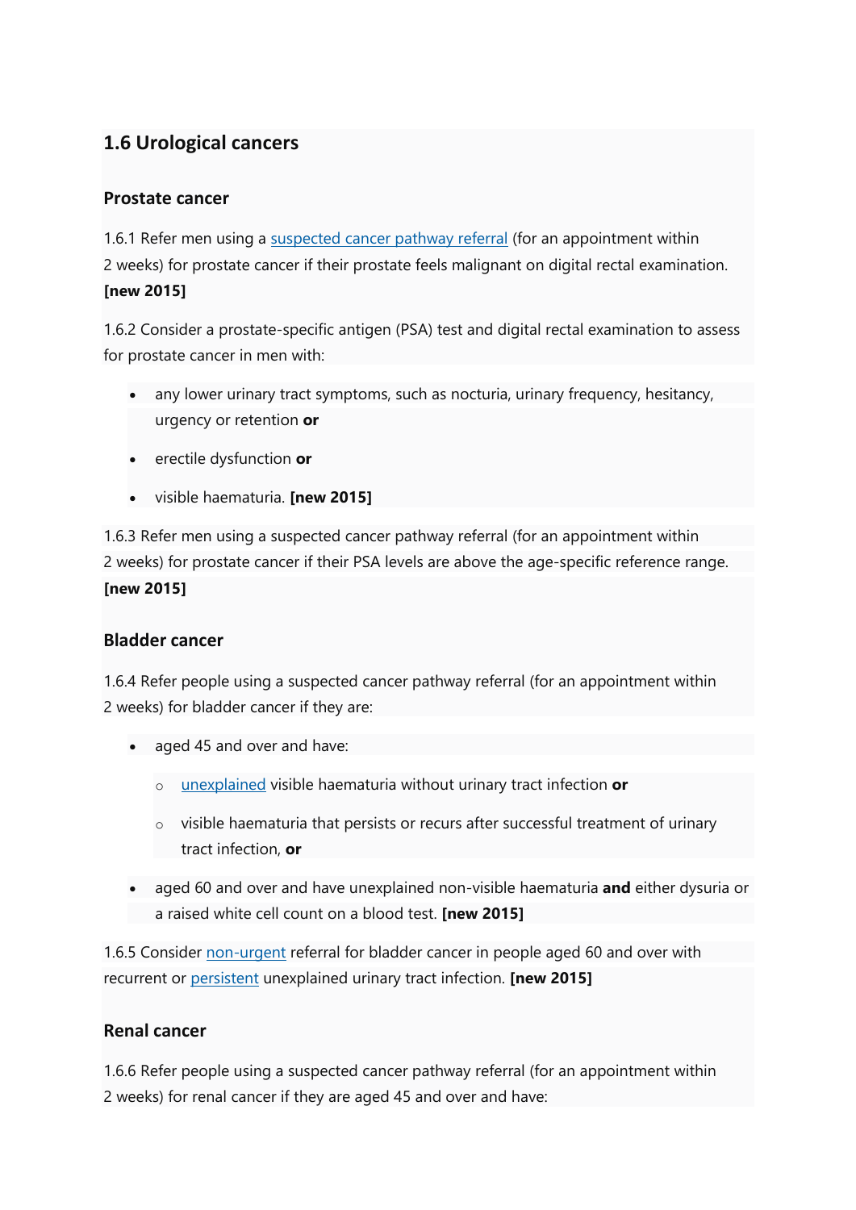## 1.6 Urological cancers

### Prostate cancer

1.6.1 Refer men using a suspected cancer pathway referral (for an appointment within 2 weeks) for prostate cancer if their prostate feels malignant on digital rectal examination. **[new 2015]**

1.6.2 Consider a prostate-specific antigen (PSA) test and digital rectal examination to assess for prostate cancer in men with:

- any lower urinary tract symptoms, such as nocturia, urinary frequency, hesitancy, urgency or retention **or**
- erectile dysfunction **or**
- visible haematuria. **[new 2015]**

1.6.3 Refer men using a suspected cancer pathway referral (for an appointment within 2 weeks) for prostate cancer if their PSA levels are above the age-specific reference range. **[new 2015]**

### Bladder cancer

1.6.4 Refer people using a suspected cancer pathway referral (for an appointment within 2 weeks) for bladder cancer if they are:

- aged 45 and over and have:
  - unexplained visible haematuria without urinary tract infection **or**
  - visible haematuria that persists or recurs after successful treatment of urinary tract infection, **or**
- aged 60 and over and have unexplained non-visible haematuria **and** either dysuria or a raised white cell count on a blood test. **[new 2015]**

1.6.5 Consider non-urgent referral for bladder cancer in people aged 60 and over with recurrent or persistent unexplained urinary tract infection. **[new 2015]**

### Renal cancer

1.6.6 Refer people using a suspected cancer pathway referral (for an appointment within 2 weeks) for renal cancer if they are aged 45 and over and have: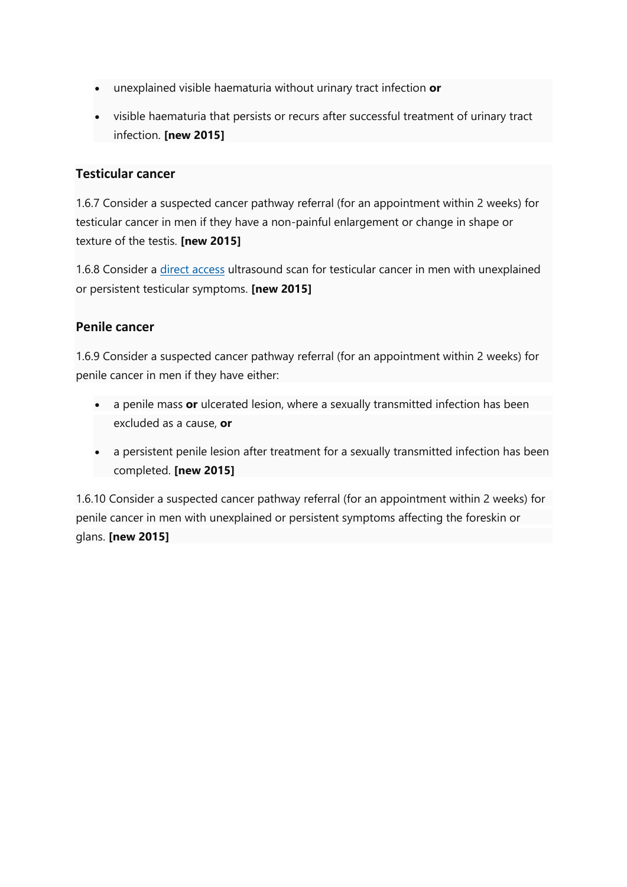- unexplained visible haematuria without urinary tract infection **or**
- visible haematuria that persists or recurs after successful treatment of urinary tract infection. **[new 2015]**

### Testicular cancer

1.6.7 Consider a suspected cancer pathway referral (for an appointment within 2 weeks) for testicular cancer in men if they have a non-painful enlargement or change in shape or texture of the testis. **[new 2015]**

1.6.8 Consider a direct access ultrasound scan for testicular cancer in men with unexplained or persistent testicular symptoms. **[new 2015]**

### Penile cancer

1.6.9 Consider a suspected cancer pathway referral (for an appointment within 2 weeks) for penile cancer in men if they have either:

- a penile mass **or** ulcerated lesion, where a sexually transmitted infection has been excluded as a cause, **or**
- a persistent penile lesion after treatment for a sexually transmitted infection has been completed. **[new 2015]**

1.6.10 Consider a suspected cancer pathway referral (for an appointment within 2 weeks) for penile cancer in men with unexplained or persistent symptoms affecting the foreskin or glans. **[new 2015]**